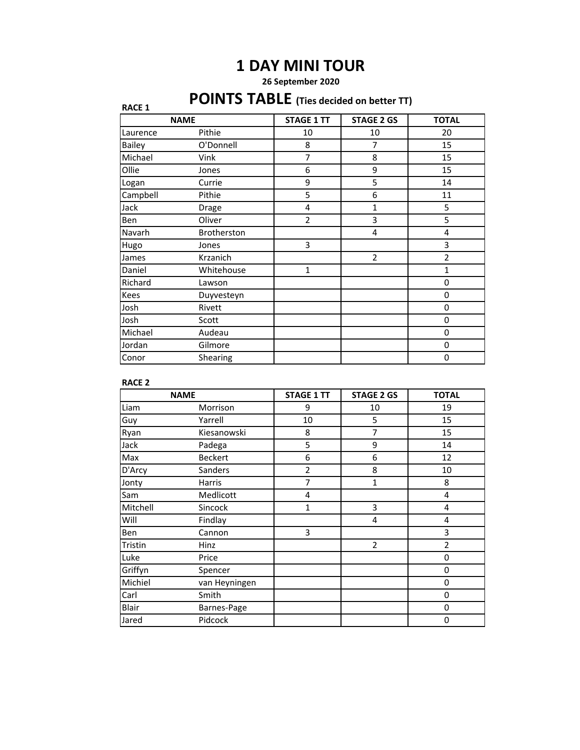# 1 DAY MINI TOUR

**26 September 2020**

## POINTS TABLE (Ties decided on better TT)

**RACE 1**

| NAME | | STAGE 1 TT | STAGE 2 GS | TOTAL |
|---|---|---|---|---|
| Laurence | Pithie | 10 | 10 | 20 |
| Bailey | O'Donnell | 8 | 7 | 15 |
| Michael | Vink | 7 | 8 | 15 |
| Ollie | Jones | 6 | 9 | 15 |
| Logan | Currie | 9 | 5 | 14 |
| Campbell | Pithie | 5 | 6 | 11 |
| Jack | Drage | 4 | 1 | 5 |
| Ben | Oliver | 2 | 3 | 5 |
| Navarh | Brotherston | | 4 | 4 |
| Hugo | Jones | 3 | | 3 |
| James | Krzanich | | 2 | 2 |
| Daniel | Whitehouse | 1 | | 1 |
| Richard | Lawson | | | 0 |
| Kees | Duyvesteyn | | | 0 |
| Josh | Rivett | | | 0 |
| Josh | Scott | | | 0 |
| Michael | Audeau | | | 0 |
| Jordan | Gilmore | | | 0 |
| Conor | Shearing | | | 0 |

**RACE 2**

| NAME | | STAGE 1 TT | STAGE 2 GS | TOTAL |
|---|---|---|---|---|
| Liam | Morrison | 9 | 10 | 19 |
| Guy | Yarrell | 10 | 5 | 15 |
| Ryan | Kiesanowski | 8 | 7 | 15 |
| Jack | Padega | 5 | 9 | 14 |
| Max | Beckert | 6 | 6 | 12 |
| D'Arcy | Sanders | 2 | 8 | 10 |
| Jonty | Harris | 7 | 1 | 8 |
| Sam | Medlicott | 4 | | 4 |
| Mitchell | Sincock | 1 | 3 | 4 |
| Will | Findlay | | 4 | 4 |
| Ben | Cannon | 3 | | 3 |
| Tristin | Hinz | | 2 | 2 |
| Luke | Price | | | 0 |
| Griffyn | Spencer | | | 0 |
| Michiel | van Heyningen | | | 0 |
| Carl | Smith | | | 0 |
| Blair | Barnes-Page | | | 0 |
| Jared | Pidcock | | | 0 |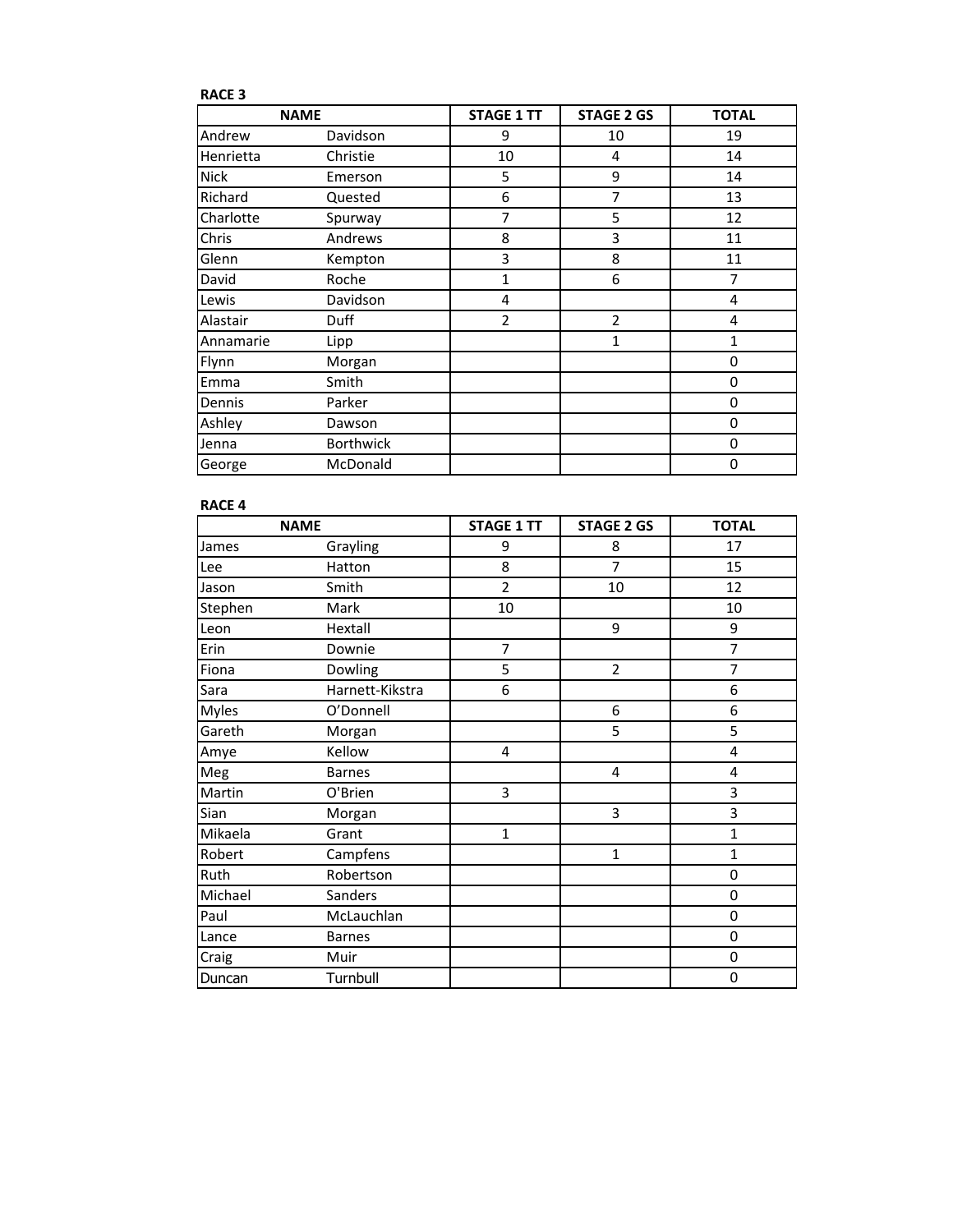**RACE 3**

| NAME | | STAGE 1 TT | STAGE 2 GS | TOTAL |
|---|---|---|---|---|
| Andrew | Davidson | 9 | 10 | 19 |
| Henrietta | Christie | 10 | 4 | 14 |
| Nick | Emerson | 5 | 9 | 14 |
| Richard | Quested | 6 | 7 | 13 |
| Charlotte | Spurway | 7 | 5 | 12 |
| Chris | Andrews | 8 | 3 | 11 |
| Glenn | Kempton | 3 | 8 | 11 |
| David | Roche | 1 | 6 | 7 |
| Lewis | Davidson | 4 | | 4 |
| Alastair | Duff | 2 | 2 | 4 |
| Annamarie | Lipp | | 1 | 1 |
| Flynn | Morgan | | | 0 |
| Emma | Smith | | | 0 |
| Dennis | Parker | | | 0 |
| Ashley | Dawson | | | 0 |
| Jenna | Borthwick | | | 0 |
| George | McDonald | | | 0 |

**RACE 4**

| NAME | | STAGE 1 TT | STAGE 2 GS | TOTAL |
|---|---|---|---|---|
| James | Grayling | 9 | 8 | 17 |
| Lee | Hatton | 8 | 7 | 15 |
| Jason | Smith | 2 | 10 | 12 |
| Stephen | Mark | 10 | | 10 |
| Leon | Hextall | | 9 | 9 |
| Erin | Downie | 7 | | 7 |
| Fiona | Dowling | 5 | 2 | 7 |
| Sara | Harnett-Kikstra | 6 | | 6 |
| Myles | O'Donnell | | 6 | 6 |
| Gareth | Morgan | | 5 | 5 |
| Amye | Kellow | 4 | | 4 |
| Meg | Barnes | | 4 | 4 |
| Martin | O'Brien | 3 | | 3 |
| Sian | Morgan | | 3 | 3 |
| Mikaela | Grant | 1 | | 1 |
| Robert | Campfens | | 1 | 1 |
| Ruth | Robertson | | | 0 |
| Michael | Sanders | | | 0 |
| Paul | McLauchlan | | | 0 |
| Lance | Barnes | | | 0 |
| Craig | Muir | | | 0 |
| Duncan | Turnbull | | | 0 |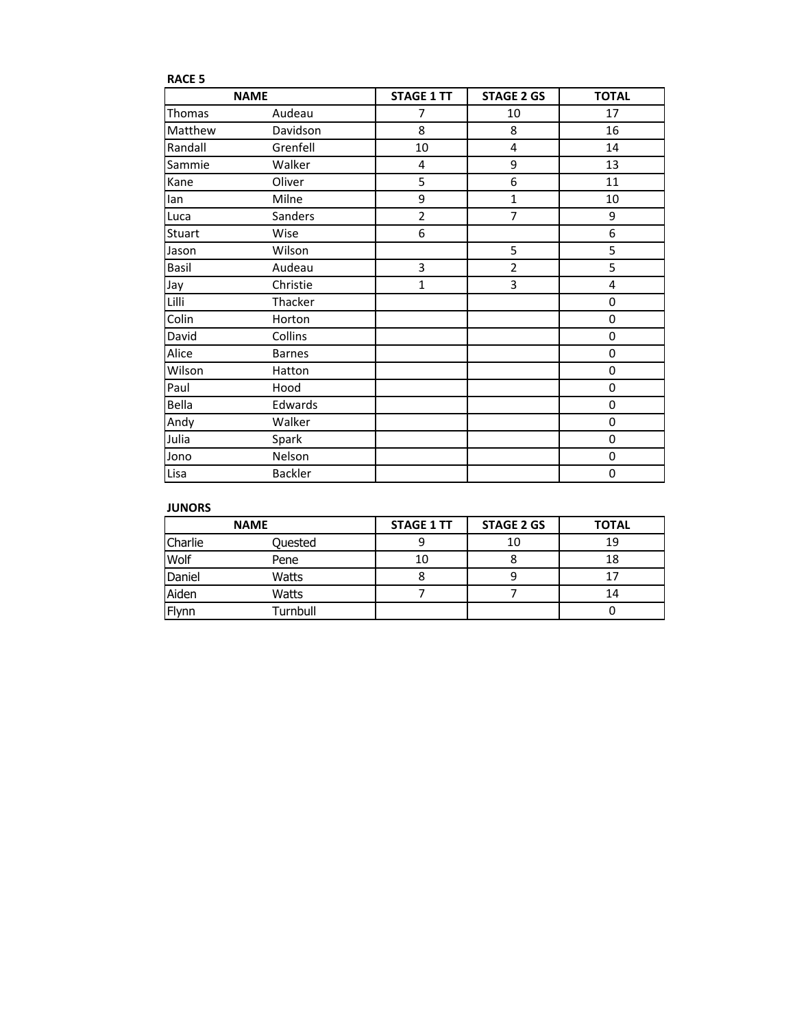**RACE 5**

| NAME | | STAGE 1 TT | STAGE 2 GS | TOTAL |
|---|---|---|---|---|
| Thomas | Audeau | 7 | 10 | 17 |
| Matthew | Davidson | 8 | 8 | 16 |
| Randall | Grenfell | 10 | 4 | 14 |
| Sammie | Walker | 4 | 9 | 13 |
| Kane | Oliver | 5 | 6 | 11 |
| Ian | Milne | 9 | 1 | 10 |
| Luca | Sanders | 2 | 7 | 9 |
| Stuart | Wise | 6 | | 6 |
| Jason | Wilson | | 5 | 5 |
| Basil | Audeau | 3 | 2 | 5 |
| Jay | Christie | 1 | 3 | 4 |
| Lilli | Thacker | | | 0 |
| Colin | Horton | | | 0 |
| David | Collins | | | 0 |
| Alice | Barnes | | | 0 |
| Wilson | Hatton | | | 0 |
| Paul | Hood | | | 0 |
| Bella | Edwards | | | 0 |
| Andy | Walker | | | 0 |
| Julia | Spark | | | 0 |
| Jono | Nelson | | | 0 |
| Lisa | Backler | | | 0 |

**JUNORS**

| NAME | | STAGE 1 TT | STAGE 2 GS | TOTAL |
|---|---|---|---|---|
| Charlie | Quested | 9 | 10 | 19 |
| Wolf | Pene | 10 | 8 | 18 |
| Daniel | Watts | 8 | 9 | 17 |
| Aiden | Watts | 7 | 7 | 14 |
| Flynn | Turnbull | | | 0 |